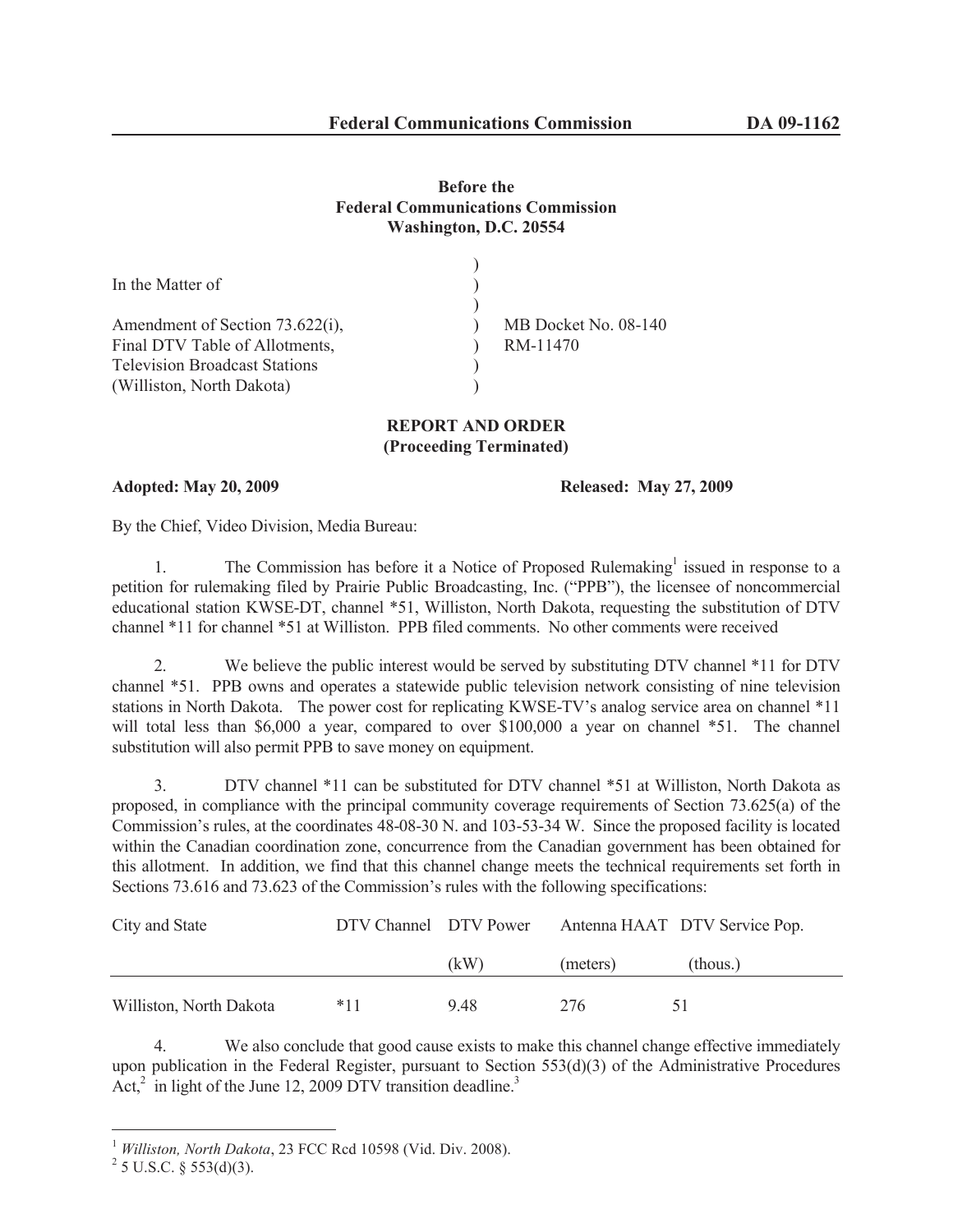**Federal Communications Commission DA 09-1162**

**Before the**
**Federal Communications Commission**
**Washington, D.C. 20554**

| | | |
|---|---|---|
| In the Matter of | ) | |
| | ) | |
| Amendment of Section 73.622(i), | ) | MB Docket No. 08-140 |
| Final DTV Table of Allotments, | ) | RM-11470 |
| Television Broadcast Stations | ) | |
| (Williston, North Dakota) | ) | |

**REPORT AND ORDER**
**(Proceeding Terminated)**

**Adopted: May 20, 2009** **Released: May 27, 2009**

By the Chief, Video Division, Media Bureau:

1. The Commission has before it a Notice of Proposed Rulemaking[1] issued in response to a petition for rulemaking filed by Prairie Public Broadcasting, Inc. ("PPB"), the licensee of noncommercial educational station KWSE-DT, channel *51, Williston, North Dakota, requesting the substitution of DTV channel *11 for channel *51 at Williston. PPB filed comments. No other comments were received

2. We believe the public interest would be served by substituting DTV channel *11 for DTV channel *51. PPB owns and operates a statewide public television network consisting of nine television stations in North Dakota. The power cost for replicating KWSE-TV's analog service area on channel *11 will total less than $6,000 a year, compared to over $100,000 a year on channel *51. The channel substitution will also permit PPB to save money on equipment.

3. DTV channel *11 can be substituted for DTV channel *51 at Williston, North Dakota as proposed, in compliance with the principal community coverage requirements of Section 73.625(a) of the Commission's rules, at the coordinates 48-08-30 N. and 103-53-34 W. Since the proposed facility is located within the Canadian coordination zone, concurrence from the Canadian government has been obtained for this allotment. In addition, we find that this channel change meets the technical requirements set forth in Sections 73.616 and 73.623 of the Commission's rules with the following specifications:

| City and State | DTV Channel | DTV Power (kW) | Antenna HAAT (meters) | DTV Service Pop. (thous.) |
|---|---|---|---|---|
| Williston, North Dakota | *11 | 9.48 | 276 | 51 |

4. We also conclude that good cause exists to make this channel change effective immediately upon publication in the Federal Register, pursuant to Section 553(d)(3) of the Administrative Procedures Act,[2] in light of the June 12, 2009 DTV transition deadline.[3]

---

[1] *Williston, North Dakota*, 23 FCC Rcd 10598 (Vid. Div. 2008).

[2] 5 U.S.C. § 553(d)(3).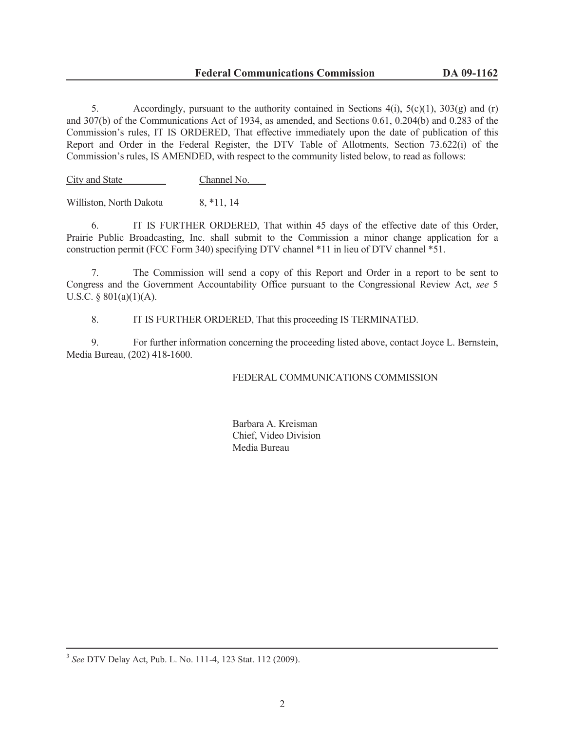5. Accordingly, pursuant to the authority contained in Sections 4(i), 5(c)(1), 303(g) and (r) and 307(b) of the Communications Act of 1934, as amended, and Sections 0.61, 0.204(b) and 0.283 of the Commission's rules, IT IS ORDERED, That effective immediately upon the date of publication of this Report and Order in the Federal Register, the DTV Table of Allotments, Section 73.622(i) of the Commission's rules, IS AMENDED, with respect to the community listed below, to read as follows:

| City and State | Channel No. |
| --- | --- |
| Williston, North Dakota | 8, *11, 14 |

6. IT IS FURTHER ORDERED, That within 45 days of the effective date of this Order, Prairie Public Broadcasting, Inc. shall submit to the Commission a minor change application for a construction permit (FCC Form 340) specifying DTV channel *11 in lieu of DTV channel *51.

7. The Commission will send a copy of this Report and Order in a report to be sent to Congress and the Government Accountability Office pursuant to the Congressional Review Act, *see* 5 U.S.C. § 801(a)(1)(A).

8. IT IS FURTHER ORDERED, That this proceeding IS TERMINATED.

9. For further information concerning the proceeding listed above, contact Joyce L. Bernstein, Media Bureau, (202) 418-1600.

FEDERAL COMMUNICATIONS COMMISSION

Barbara A. Kreisman
Chief, Video Division
Media Bureau

[3] *See* DTV Delay Act, Pub. L. No. 111-4, 123 Stat. 112 (2009).